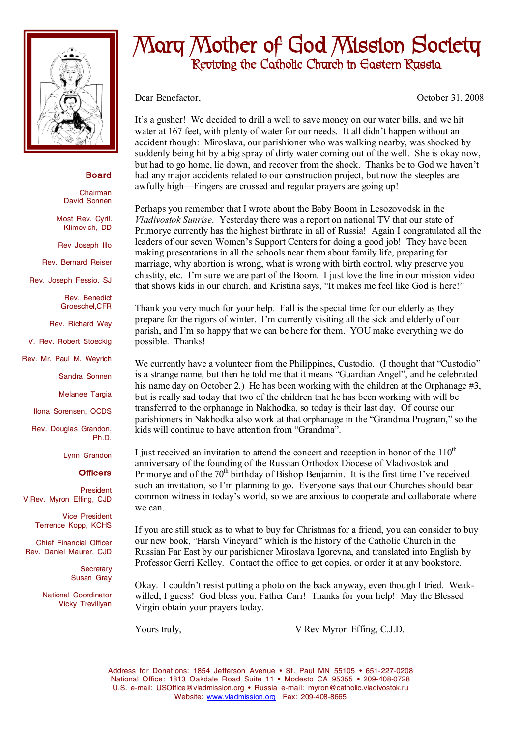# Mary Mother of God Mission Society

## Reviving the Catholic Church in Eastern Russia

**Board**

Chairman
David Sonnen

Most Rev. Cyril. Klimovich, DD

Rev Joseph Illo

Rev. Bernard Reiser

Rev. Joseph Fessio, SJ

Rev. Benedict Groeschel,CFR

Rev. Richard Wey

V. Rev. Robert Stoeckig

Rev. Mr. Paul M. Weyrich

Sandra Sonnen

Melanee Targia

Ilona Sorensen, OCDS

Rev. Douglas Grandon, Ph.D.

Lynn Grandon

**Officers**

President
V.Rev. Myron Effing, CJD

Vice President
Terrence Kopp, KCHS

Chief Financial Officer
Rev. Daniel Maurer, CJD

Secretary
Susan Gray

National Coordinator
Vicky Trevillyan

Dear Benefactor,

October 31, 2008

It's a gusher! We decided to drill a well to save money on our water bills, and we hit water at 167 feet, with plenty of water for our needs. It all didn't happen without an accident though: Miroslava, our parishioner who was walking nearby, was shocked by suddenly being hit by a big spray of dirty water coming out of the well. She is okay now, but had to go home, lie down, and recover from the shock. Thanks be to God we haven't had any major accidents related to our construction project, but now the steeples are awfully high—Fingers are crossed and regular prayers are going up!

Perhaps you remember that I wrote about the Baby Boom in Lesozovodsk in the *Vladivostok Sunrise*. Yesterday there was a report on national TV that our state of Primorye currently has the highest birthrate in all of Russia! Again I congratulated all the leaders of our seven Women's Support Centers for doing a good job! They have been making presentations in all the schools near them about family life, preparing for marriage, why abortion is wrong, what is wrong with birth control, why preserve you chastity, etc. I'm sure we are part of the Boom. I just love the line in our mission video that shows kids in our church, and Kristina says, "It makes me feel like God is here!"

Thank you very much for your help. Fall is the special time for our elderly as they prepare for the rigors of winter. I'm currently visiting all the sick and elderly of our parish, and I'm so happy that we can be here for them. YOU make everything we do possible. Thanks!

We currently have a volunteer from the Philippines, Custodio. (I thought that "Custodio" is a strange name, but then he told me that it means "Guardian Angel", and he celebrated his name day on October 2.) He has been working with the children at the Orphanage #3, but is really sad today that two of the children that he has been working with will be transferred to the orphanage in Nakhodka, so today is their last day. Of course our parishioners in Nakhodka also work at that orphanage in the "Grandma Program," so the kids will continue to have attention from "Grandma".

I just received an invitation to attend the concert and reception in honor of the 110th anniversary of the founding of the Russian Orthodox Diocese of Vladivostok and Primorye and of the 70th birthday of Bishop Benjamin. It is the first time I've received such an invitation, so I'm planning to go. Everyone says that our Churches should bear common witness in today's world, so we are anxious to cooperate and collaborate where we can.

If you are still stuck as to what to buy for Christmas for a friend, you can consider to buy our new book, "Harsh Vineyard" which is the history of the Catholic Church in the Russian Far East by our parishioner Miroslava Igorevna, and translated into English by Professor Gerri Kelley. Contact the office to get copies, or order it at any bookstore.

Okay. I couldn't resist putting a photo on the back anyway, even though I tried. Weak-willed, I guess! God bless you, Father Carr! Thanks for your help! May the Blessed Virgin obtain your prayers today.

Yours truly,

V Rev Myron Effing, C.J.D.

Address for Donations: 1854 Jefferson Avenue • St. Paul MN 55105 • 651-227-0208
National Office: 1813 Oakdale Road Suite 11 • Modesto CA 95355 • 209-408-0728
U.S. e-mail: USOffice@vladmission.org • Russia e-mail: myron@catholic.vladivostok.ru
Website: www.vladmission.org Fax: 209-408-8665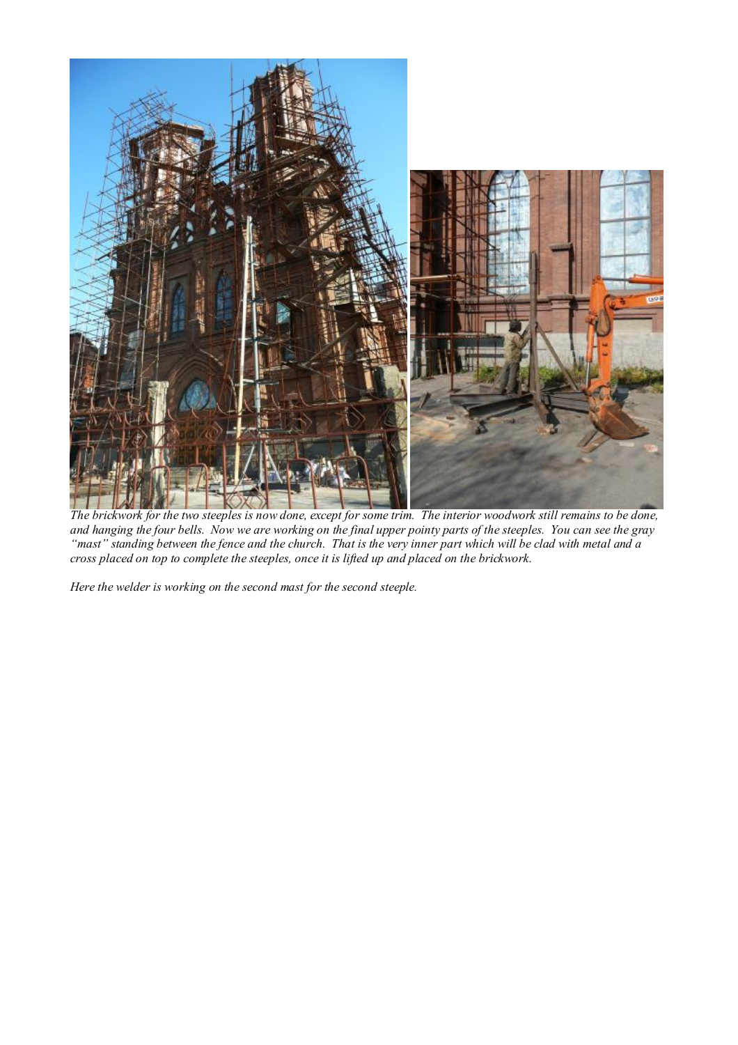*The brickwork for the two steeples is now done, except for some trim. The interior woodwork still remains to be done, and hanging the four bells. Now we are working on the final upper pointy parts of the steeples. You can see the gray "mast" standing between the fence and the church. That is the very inner part which will be clad with metal and a cross placed on top to complete the steeples, once it is lifted up and placed on the brickwork.*

*Here the welder is working on the second mast for the second steeple.*